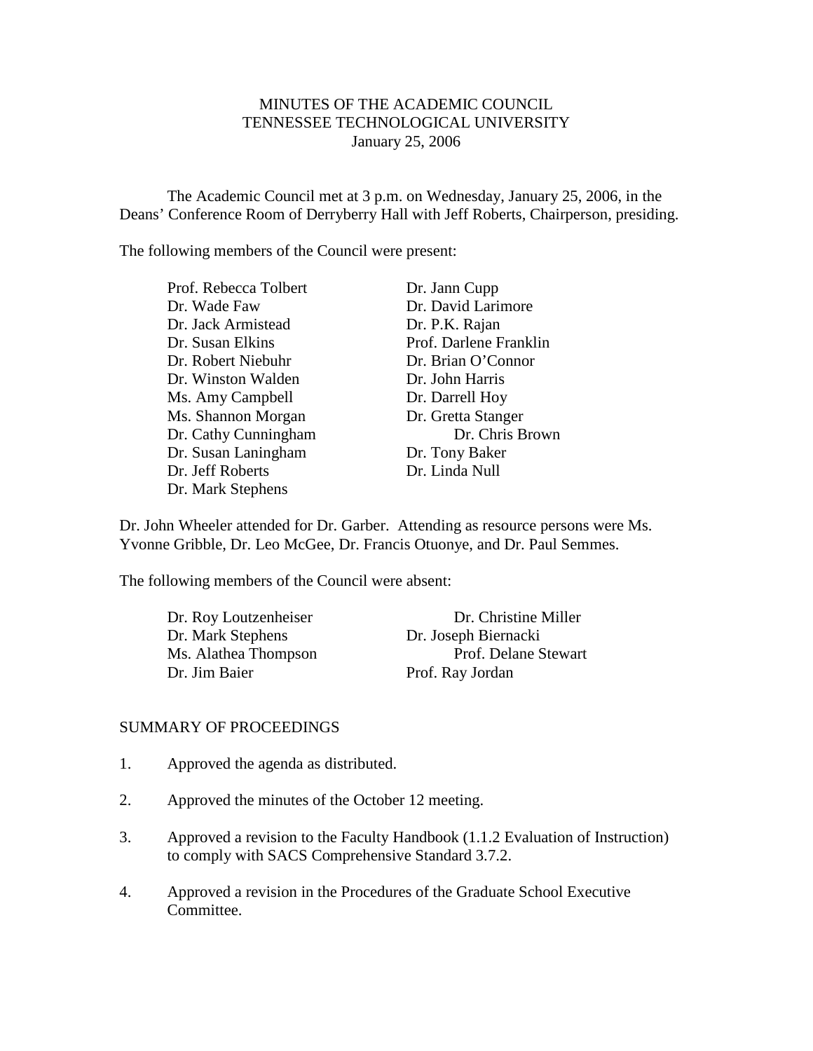MINUTES OF THE ACADEMIC COUNCIL
TENNESSEE TECHNOLOGICAL UNIVERSITY
January 25, 2006

The Academic Council met at 3 p.m. on Wednesday, January 25, 2006, in the Deans' Conference Room of Derryberry Hall with Jeff Roberts, Chairperson, presiding.

The following members of the Council were present:

| | |
|---|---|
| Prof. Rebecca Tolbert | Dr. Jann Cupp |
| Dr. Wade Faw | Dr. David Larimore |
| Dr. Jack Armistead | Dr. P.K. Rajan |
| Dr. Susan Elkins | Prof. Darlene Franklin |
| Dr. Robert Niebuhr | Dr. Brian O'Connor |
| Dr. Winston Walden | Dr. John Harris |
| Ms. Amy Campbell | Dr. Darrell Hoy |
| Ms. Shannon Morgan | Dr. Gretta Stanger |
| Dr. Cathy Cunningham | Dr. Chris Brown |
| Dr. Susan Laningham | Dr. Tony Baker |
| Dr. Jeff Roberts | Dr. Linda Null |
| Dr. Mark Stephens | |

Dr. John Wheeler attended for Dr. Garber. Attending as resource persons were Ms. Yvonne Gribble, Dr. Leo McGee, Dr. Francis Otuonye, and Dr. Paul Semmes.

The following members of the Council were absent:

| | |
|---|---|
| Dr. Roy Loutzenheiser | Dr. Christine Miller |
| Dr. Mark Stephens | Dr. Joseph Biernacki |
| Ms. Alathea Thompson | Prof. Delane Stewart |
| Dr. Jim Baier | Prof. Ray Jordan |

## SUMMARY OF PROCEEDINGS

1. Approved the agenda as distributed.

2. Approved the minutes of the October 12 meeting.

3. Approved a revision to the Faculty Handbook (1.1.2 Evaluation of Instruction) to comply with SACS Comprehensive Standard 3.7.2.

4. Approved a revision in the Procedures of the Graduate School Executive Committee.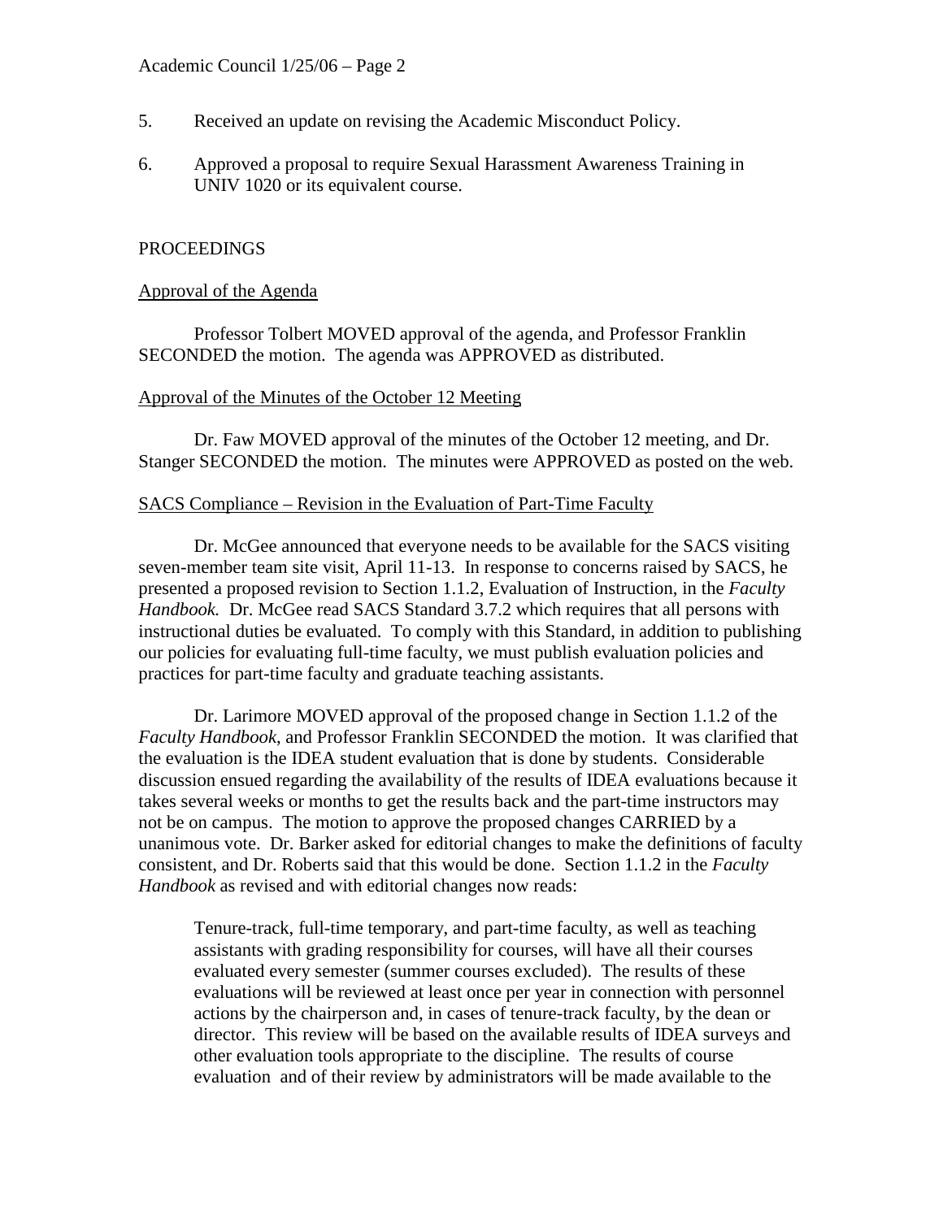5. Received an update on revising the Academic Misconduct Policy.

6. Approved a proposal to require Sexual Harassment Awareness Training in UNIV 1020 or its equivalent course.

PROCEEDINGS

Approval of the Agenda

Professor Tolbert MOVED approval of the agenda, and Professor Franklin SECONDED the motion. The agenda was APPROVED as distributed.

Approval of the Minutes of the October 12 Meeting

Dr. Faw MOVED approval of the minutes of the October 12 meeting, and Dr. Stanger SECONDED the motion. The minutes were APPROVED as posted on the web.

SACS Compliance – Revision in the Evaluation of Part-Time Faculty

Dr. McGee announced that everyone needs to be available for the SACS visiting seven-member team site visit, April 11-13. In response to concerns raised by SACS, he presented a proposed revision to Section 1.1.2, Evaluation of Instruction, in the *Faculty Handbook.* Dr. McGee read SACS Standard 3.7.2 which requires that all persons with instructional duties be evaluated. To comply with this Standard, in addition to publishing our policies for evaluating full-time faculty, we must publish evaluation policies and practices for part-time faculty and graduate teaching assistants.

Dr. Larimore MOVED approval of the proposed change in Section 1.1.2 of the *Faculty Handbook*, and Professor Franklin SECONDED the motion. It was clarified that the evaluation is the IDEA student evaluation that is done by students. Considerable discussion ensued regarding the availability of the results of IDEA evaluations because it takes several weeks or months to get the results back and the part-time instructors may not be on campus. The motion to approve the proposed changes CARRIED by a unanimous vote. Dr. Barker asked for editorial changes to make the definitions of faculty consistent, and Dr. Roberts said that this would be done. Section 1.1.2 in the *Faculty Handbook* as revised and with editorial changes now reads:

> Tenure-track, full-time temporary, and part-time faculty, as well as teaching assistants with grading responsibility for courses, will have all their courses evaluated every semester (summer courses excluded). The results of these evaluations will be reviewed at least once per year in connection with personnel actions by the chairperson and, in cases of tenure-track faculty, by the dean or director. This review will be based on the available results of IDEA surveys and other evaluation tools appropriate to the discipline. The results of course evaluation and of their review by administrators will be made available to the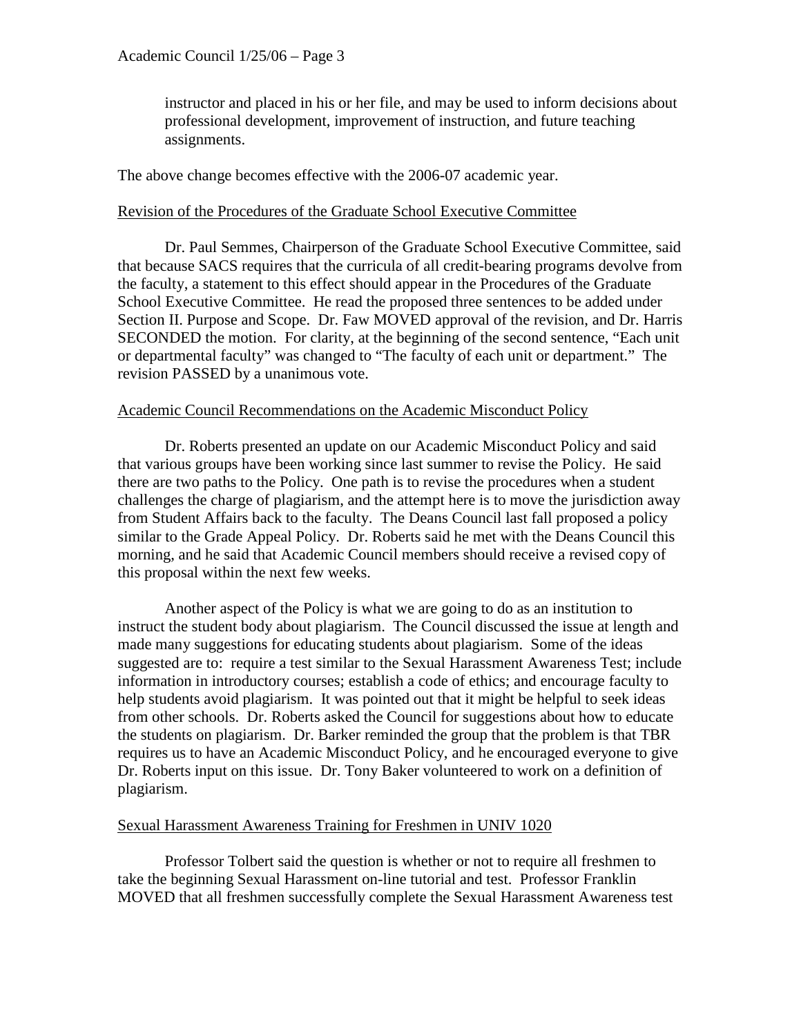instructor and placed in his or her file, and may be used to inform decisions about professional development, improvement of instruction, and future teaching assignments.

The above change becomes effective with the 2006-07 academic year.

## Revision of the Procedures of the Graduate School Executive Committee

Dr. Paul Semmes, Chairperson of the Graduate School Executive Committee, said that because SACS requires that the curricula of all credit-bearing programs devolve from the faculty, a statement to this effect should appear in the Procedures of the Graduate School Executive Committee. He read the proposed three sentences to be added under Section II. Purpose and Scope. Dr. Faw MOVED approval of the revision, and Dr. Harris SECONDED the motion. For clarity, at the beginning of the second sentence, "Each unit or departmental faculty" was changed to "The faculty of each unit or department." The revision PASSED by a unanimous vote.

## Academic Council Recommendations on the Academic Misconduct Policy

Dr. Roberts presented an update on our Academic Misconduct Policy and said that various groups have been working since last summer to revise the Policy. He said there are two paths to the Policy. One path is to revise the procedures when a student challenges the charge of plagiarism, and the attempt here is to move the jurisdiction away from Student Affairs back to the faculty. The Deans Council last fall proposed a policy similar to the Grade Appeal Policy. Dr. Roberts said he met with the Deans Council this morning, and he said that Academic Council members should receive a revised copy of this proposal within the next few weeks.

Another aspect of the Policy is what we are going to do as an institution to instruct the student body about plagiarism. The Council discussed the issue at length and made many suggestions for educating students about plagiarism. Some of the ideas suggested are to: require a test similar to the Sexual Harassment Awareness Test; include information in introductory courses; establish a code of ethics; and encourage faculty to help students avoid plagiarism. It was pointed out that it might be helpful to seek ideas from other schools. Dr. Roberts asked the Council for suggestions about how to educate the students on plagiarism. Dr. Barker reminded the group that the problem is that TBR requires us to have an Academic Misconduct Policy, and he encouraged everyone to give Dr. Roberts input on this issue. Dr. Tony Baker volunteered to work on a definition of plagiarism.

## Sexual Harassment Awareness Training for Freshmen in UNIV 1020

Professor Tolbert said the question is whether or not to require all freshmen to take the beginning Sexual Harassment on-line tutorial and test. Professor Franklin MOVED that all freshmen successfully complete the Sexual Harassment Awareness test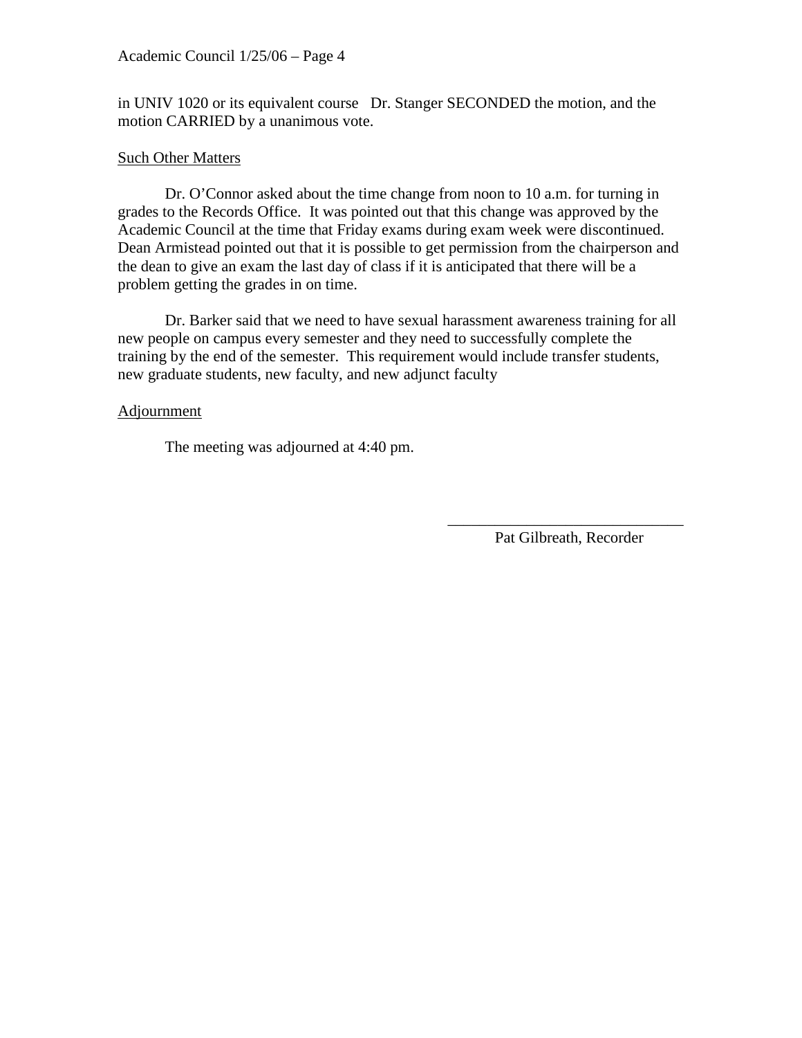in UNIV 1020 or its equivalent course Dr. Stanger SECONDED the motion, and the motion CARRIED by a unanimous vote.

## Such Other Matters

Dr. O'Connor asked about the time change from noon to 10 a.m. for turning in grades to the Records Office. It was pointed out that this change was approved by the Academic Council at the time that Friday exams during exam week were discontinued. Dean Armistead pointed out that it is possible to get permission from the chairperson and the dean to give an exam the last day of class if it is anticipated that there will be a problem getting the grades in on time.

Dr. Barker said that we need to have sexual harassment awareness training for all new people on campus every semester and they need to successfully complete the training by the end of the semester. This requirement would include transfer students, new graduate students, new faculty, and new adjunct faculty

## Adjournment

The meeting was adjourned at 4:40 pm.

______________________________
Pat Gilbreath, Recorder